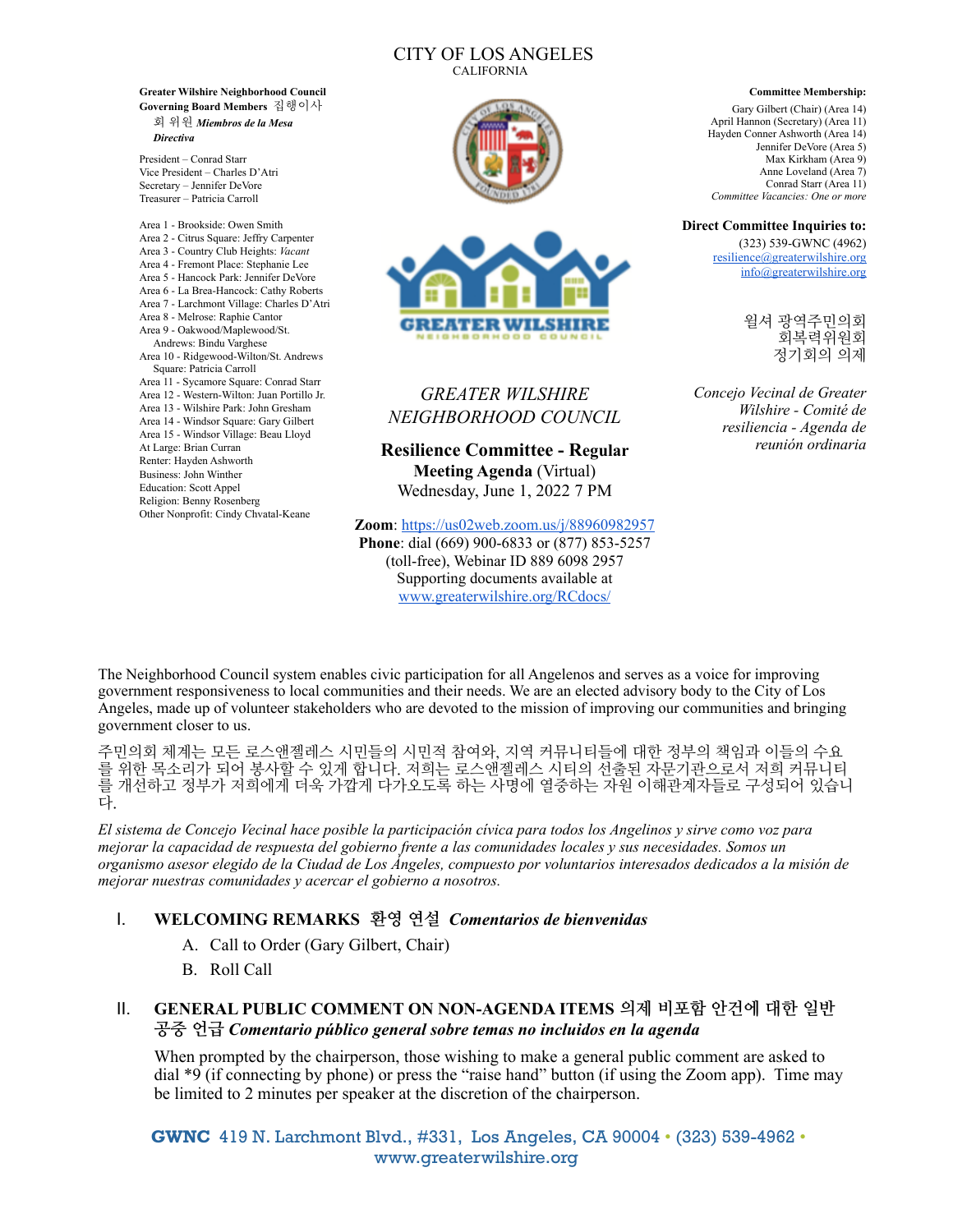# CITY OF LOS ANGELES
CALIFORNIA

**Greater Wilshire Neighborhood Council Governing Board Members** 집행이사회 위원 ***Miembros de la Mesa Directiva***

President – Conrad Starr
Vice President – Charles D'Atri
Secretary – Jennifer DeVore
Treasurer – Patricia Carroll

Area 1 - Brookside: Owen Smith
Area 2 - Citrus Square: Jeffry Carpenter
Area 3 - Country Club Heights: *Vacant*
Area 4 - Fremont Place: Stephanie Lee
Area 5 - Hancock Park: Jennifer DeVore
Area 6 - La Brea-Hancock: Cathy Roberts
Area 7 - Larchmont Village: Charles D'Atri
Area 8 - Melrose: Raphie Cantor
Area 9 - Oakwood/Maplewood/St. Andrews: Bindu Varghese
Area 10 - Ridgewood-Wilton/St. Andrews Square: Patricia Carroll
Area 11 - Sycamore Square: Conrad Starr
Area 12 - Western-Wilton: Juan Portillo Jr.
Area 13 - Wilshire Park: John Gresham
Area 14 - Windsor Square: Gary Gilbert
Area 15 - Windsor Village: Beau Lloyd
At Large: Brian Curran
Renter: Hayden Ashworth
Business: John Winther
Education: Scott Appel
Religion: Benny Rosenberg
Other Nonprofit: Cindy Chvatal-Keane

**Committee Membership:**

Gary Gilbert (Chair) (Area 14)
April Hannon (Secretary) (Area 11)
Hayden Conner Ashworth (Area 14)
Jennifer DeVore (Area 5)
Max Kirkham (Area 9)
Anne Loveland (Area 7)
Conrad Starr (Area 11)
*Committee Vacancies: One or more*

**Direct Committee Inquiries to:**
(323) 539-GWNC (4962)
resilience@greaterwilshire.org
info@greaterwilshire.org

*GREATER WILSHIRE NEIGHBORHOOD COUNCIL*

**Resilience Committee - Regular Meeting Agenda** (Virtual)
Wednesday, June 1, 2022 7 PM

월셔 광역주민의회 회복력위원회 정기회의 의제

*Concejo Vecinal de Greater Wilshire - Comité de resiliencia - Agenda de reunión ordinaria*

**Zoom**: https://us02web.zoom.us/j/88960982957
**Phone**: dial (669) 900-6833 or (877) 853-5257 (toll-free), Webinar ID 889 6098 2957
Supporting documents available at www.greaterwilshire.org/RCdocs/

The Neighborhood Council system enables civic participation for all Angelenos and serves as a voice for improving government responsiveness to local communities and their needs. We are an elected advisory body to the City of Los Angeles, made up of volunteer stakeholders who are devoted to the mission of improving our communities and bringing government closer to us.

주민의회 체계는 모든 로스앤젤레스 시민들의 시민적 참여와, 지역 커뮤니티들에 대한 정부의 책임과 이들의 수요를 위한 목소리가 되어 봉사할 수 있게 합니다. 저희는 로스앤젤레스 시티의 선출된 자문기관으로서 저희 커뮤니티를 개선하고 정부가 저희에게 더욱 가깝게 다가오도록 하는 사명에 열중하는 자원 이해관계자들로 구성되어 있습니다.

*El sistema de Concejo Vecinal hace posible la participación cívica para todos los Angelinos y sirve como voz para mejorar la capacidad de respuesta del gobierno frente a las comunidades locales y sus necesidades. Somos un organismo asesor elegido de la Ciudad de Los Ángeles, compuesto por voluntarios interesados dedicados a la misión de mejorar nuestras comunidades y acercar el gobierno a nosotros.*

## I. WELCOMING REMARKS 환영 연설 *Comentarios de bienvenidas*

A. Call to Order (Gary Gilbert, Chair)
B. Roll Call

## II. GENERAL PUBLIC COMMENT ON NON-AGENDA ITEMS 의제 비포함 안건에 대한 일반 공중 언급 *Comentario público general sobre temas no incluidos en la agenda*

When prompted by the chairperson, those wishing to make a general public comment are asked to dial *9 (if connecting by phone) or press the "raise hand" button (if using the Zoom app). Time may be limited to 2 minutes per speaker at the discretion of the chairperson.

**GWNC** 419 N. Larchmont Blvd., #331, Los Angeles, CA 90004 • (323) 539-4962 • www.greaterwilshire.org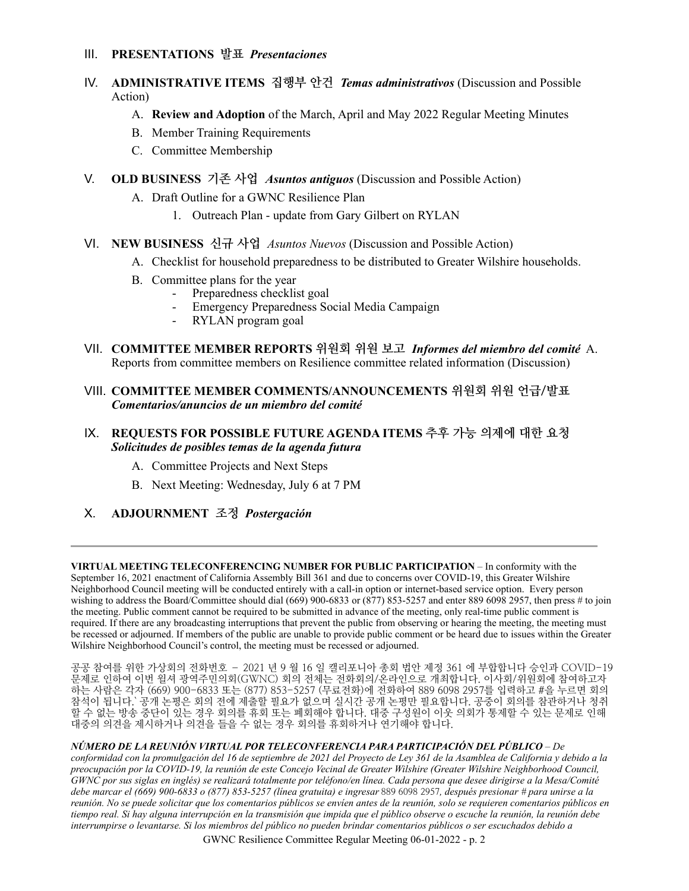III. **PRESENTATIONS 발표** ***Presentaciones***

IV. **ADMINISTRATIVE ITEMS 집행부 안건** ***Temas administrativos*** (Discussion and Possible Action)

   A. **Review and Adoption** of the March, April and May 2022 Regular Meeting Minutes
   
   B. Member Training Requirements
   
   C. Committee Membership

V. **OLD BUSINESS 기존 사업** ***Asuntos antiguos*** (Discussion and Possible Action)

   A. Draft Outline for a GWNC Resilience Plan
   
      1. Outreach Plan - update from Gary Gilbert on RYLAN

VI. **NEW BUSINESS 신규 사업** *Asuntos Nuevos* (Discussion and Possible Action)

   A. Checklist for household preparedness to be distributed to Greater Wilshire households.
   
   B. Committee plans for the year
      - Preparedness checklist goal
      - Emergency Preparedness Social Media Campaign
      - RYLAN program goal

VII. **COMMITTEE MEMBER REPORTS 위원회 위원 보고** ***Informes del miembro del comité*** A. Reports from committee members on Resilience committee related information (Discussion)

VIII. **COMMITTEE MEMBER COMMENTS/ANNOUNCEMENTS 위원회 위원 언급/발표** ***Comentarios/anuncios de un miembro del comité***

IX. **REQUESTS FOR POSSIBLE FUTURE AGENDA ITEMS 추후 가능 의제에 대한 요청** ***Solicitudes de posibles temas de la agenda futura***

   A. Committee Projects and Next Steps
   
   B. Next Meeting: Wednesday, July 6 at 7 PM

X. **ADJOURNMENT 조정** ***Postergación***

---

**VIRTUAL MEETING TELECONFERENCING NUMBER FOR PUBLIC PARTICIPATION** – In conformity with the September 16, 2021 enactment of California Assembly Bill 361 and due to concerns over COVID-19, this Greater Wilshire Neighborhood Council meeting will be conducted entirely with a call-in option or internet-based service option. Every person wishing to address the Board/Committee should dial (669) 900-6833 or (877) 853-5257 and enter 889 6098 2957, then press # to join the meeting. Public comment cannot be required to be submitted in advance of the meeting, only real-time public comment is required. If there are any broadcasting interruptions that prevent the public from observing or hearing the meeting, the meeting must be recessed or adjourned. If members of the public are unable to provide public comment or be heard due to issues within the Greater Wilshire Neighborhood Council's control, the meeting must be recessed or adjourned.

공공 참여를 위한 가상회의 전화번호 – 2021 년 9 월 16 일 캘리포니아 총회 법안 제정 361 에 부합합니다 승인과 COVID-19 문제로 인하여 이번 윌셔 광역주민의회(GWNC) 회의 전체는 전화회의/온라인으로 개최합니다. 이사회/위원회에 참여하고자 하는 사람은 각자 (669) 900-6833 또는 (877) 853-5257 (무료전화)에 전화하여 889 6098 2957를 입력하고 #을 누르면 회의 참석이 됩니다.` 공개 논평은 회의 전에 제출할 필요가 없으며 실시간 공개 논평만 필요합니다. 공중이 회의를 참관하거나 청취할 수 없는 방송 중단이 있는 경우 회의를 휴회 또는 폐회해야 합니다. 대중 구성원이 이웃 의회가 통제할 수 있는 문제로 인해 대중의 의견을 제시하거나 의견을 들을 수 없는 경우 회의를 휴회하거나 연기해야 합니다.

***NÚMERO DE LA REUNIÓN VIRTUAL POR TELECONFERENCIA PARA PARTICIPACIÓN DEL PÚBLICO*** *– De conformidad con la promulgación del 16 de septiembre de 2021 del Proyecto de Ley 361 de la Asamblea de California y debido a la preocupación por la COVID-19, la reunión de este Concejo Vecinal de Greater Wilshire (Greater Wilshire Neighborhood Council, GWNC por sus siglas en inglés) se realizará totalmente por teléfono/en línea. Cada persona que desee dirigirse a la Mesa/Comité debe marcar el (669) 900-6833 o (877) 853-5257 (línea gratuita) e ingresar* 889 6098 2957*, después presionar # para unirse a la reunión. No se puede solicitar que los comentarios públicos se envíen antes de la reunión, solo se requieren comentarios públicos en tiempo real. Si hay alguna interrupción en la transmisión que impida que el público observe o escuche la reunión, la reunión debe interrumpirse o levantarse. Si los miembros del público no pueden brindar comentarios públicos o ser escuchados debido a*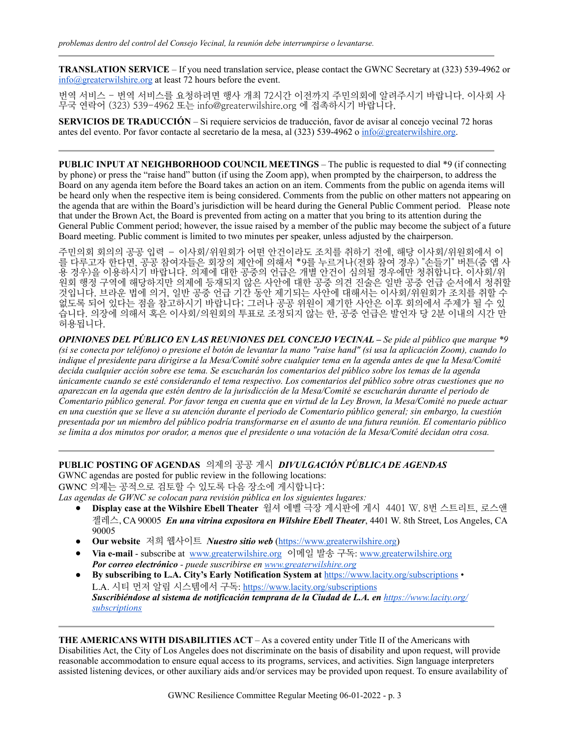*problemas dentro del control del Consejo Vecinal, la reunión debe interrumpirse o levantarse.*

---

**TRANSLATION SERVICE** – If you need translation service, please contact the GWNC Secretary at (323) 539-4962 or info@greaterwilshire.org at least 72 hours before the event.

번역 서비스 – 번역 서비스를 요청하려면 행사 개최 72시간 이전까지 주민의회에 알려주시기 바랍니다. 이사회 사무국 연락어 (323) 539-4962 또는 info@greaterwilshire.org 에 접촉하시기 바랍니다.

**SERVICIOS DE TRADUCCIÓN** – Si requiere servicios de traducción, favor de avisar al concejo vecinal 72 horas antes del evento. Por favor contacte al secretario de la mesa, al (323) 539-4962 o info@greaterwilshire.org.

---

**PUBLIC INPUT AT NEIGHBORHOOD COUNCIL MEETINGS** – The public is requested to dial *9 (if connecting by phone) or press the "raise hand" button (if using the Zoom app), when prompted by the chairperson, to address the Board on any agenda item before the Board takes an action on an item. Comments from the public on agenda items will be heard only when the respective item is being considered. Comments from the public on other matters not appearing on the agenda that are within the Board's jurisdiction will be heard during the General Public Comment period. Please note that under the Brown Act, the Board is prevented from acting on a matter that you bring to its attention during the General Public Comment period; however, the issue raised by a member of the public may become the subject of a future Board meeting. Public comment is limited to two minutes per speaker, unless adjusted by the chairperson.

주민의회 회의의 공공 입력 – 이사회/위원회가 어떤 안건이라도 조치를 취하기 전에, 해당 이사회/위원회에서 이를 다루고자 한다면, 공공 참여자들은 회장의 제안에 의해서 *9를 누르거나(전화 참여 경우) "손들기" 버튼(줌 앱 사용 경우)을 이용하시기 바랍니다. 의제에 대한 공중의 언급은 개별 안건이 심의될 경우에만 청취합니다. 이사회/위원회 행정 구역에 해당하지만 의제에 등재되지 않은 사안에 대한 공중 의견 진술은 일반 공중 언급 순서에서 청취할 것입니다. 브라운 법에 의거, 일반 공중 언급 기간 동안 제기되는 사안에 대해서는 이사회/위원회가 조치를 취할 수 없도록 되어 있다는 점을 참고하시기 바랍니다; 그러나 공공 위원이 제기한 사안은 이후 회의에서 주제가 될 수 있습니다. 의장에 의해서 혹은 이사회/의원회의 투표로 조정되지 않는 한, 공중 언급은 발언자 당 2분 이내의 시간 만 허용됩니다.

***OPINIONES DEL PÚBLICO EN LAS REUNIONES DEL CONCEJO VECINAL*** *– Se pide al público que marque *9 (si se conecta por teléfono) o presione el botón de levantar la mano "raise hand" (si usa la aplicación Zoom), cuando lo indique el presidente para dirigirse a la Mesa/Comité sobre cualquier tema en la agenda antes de que la Mesa/Comité decida cualquier acción sobre ese tema. Se escucharán los comentarios del público sobre los temas de la agenda únicamente cuando se esté considerando el tema respectivo. Los comentarios del público sobre otras cuestiones que no aparezcan en la agenda que estén dentro de la jurisdicción de la Mesa/Comité se escucharán durante el periodo de Comentario público general. Por favor tenga en cuenta que en virtud de la Ley Brown, la Mesa/Comité no puede actuar en una cuestión que se lleve a su atención durante el periodo de Comentario público general; sin embargo, la cuestión presentada por un miembro del público podría transformarse en el asunto de una futura reunión. El comentario público se limita a dos minutos por orador, a menos que el presidente o una votación de la Mesa/Comité decidan otra cosa.*

---

**PUBLIC POSTING OF AGENDAS** 의제의 공공 게시 ***DIVULGACIÓN PÚBLICA DE AGENDAS***
GWNC agendas are posted for public review in the following locations:
GWNC 의제는 공적으로 검토할 수 있도록 다음 장소에 게시합니다:
*Las agendas de GWNC se colocan para revisión pública en los siguientes lugares:*

- **Display case at the Wilshire Ebell Theater** 윌셔 에벨 극장 게시판에 게시 4401 W. 8번 스트리트, 로스앤젤레스, CA 90005 ***En una vitrina expositora en Wilshire Ebell Theater***, 4401 W. 8th Street, Los Angeles, CA 90005
- **Our website** 저희 웹사이트 ***Nuestro sitio web*** (https://www.greaterwilshire.org)
- **Via e-mail** - subscribe at www.greaterwilshire.org 이메일 발송 구독: www.greaterwilshire.org
  ***Por correo electrónico*** *- puede suscribirse en www.greaterwilshire.org*
- **By subscribing to L.A. City's Early Notification System at** https://www.lacity.org/subscriptions •
  L.A. 시티 먼저 알림 시스템에서 구독: https://www.lacity.org/subscriptions
  ***Suscribiéndose al sistema de notificación temprana de la Ciudad de L.A. en https://www.lacity.org/subscriptions***

---

**THE AMERICANS WITH DISABILITIES ACT** – As a covered entity under Title II of the Americans with Disabilities Act, the City of Los Angeles does not discriminate on the basis of disability and upon request, will provide reasonable accommodation to ensure equal access to its programs, services, and activities. Sign language interpreters assisted listening devices, or other auxiliary aids and/or services may be provided upon request. To ensure availability of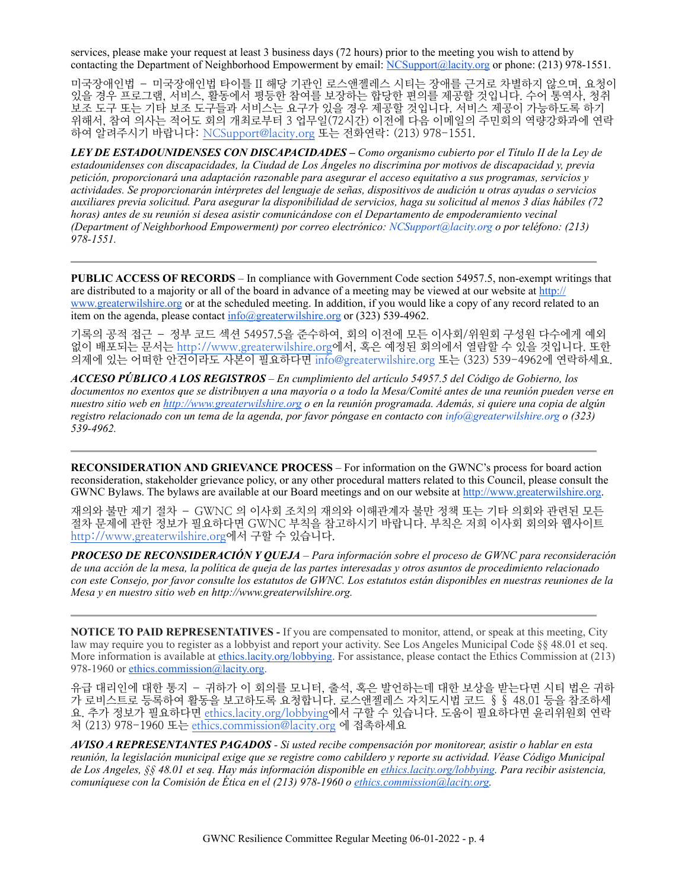services, please make your request at least 3 business days (72 hours) prior to the meeting you wish to attend by contacting the Department of Neighborhood Empowerment by email: NCSupport@lacity.org or phone: (213) 978-1551.

미국장애인법 – 미국장애인법 타이틀 II 해당 기관인 로스앤젤레스 시티는 장애를 근거로 차별하지 않으며, 요청이 있을 경우 프로그램, 서비스, 활동에서 평등한 참여를 보장하는 합당한 편의를 제공할 것입니다. 수어 통역사, 청취 보조 도구 또는 기타 보조 도구들과 서비스는 요구가 있을 경우 제공할 것입니다. 서비스 제공이 가능하도록 하기 위해서, 참여 의사는 적어도 회의 개최로부터 3 업무일(72시간) 이전에 다음 이메일의 주민회의 역량강화과에 연락하여 알려주시기 바랍니다: NCSupport@lacity.org 또는 전화연락: (213) 978-1551.

***LEY DE ESTADOUNIDENSES CON DISCAPACIDADES*** *– Como organismo cubierto por el Título II de la Ley de estadounidenses con discapacidades, la Ciudad de Los Ángeles no discrimina por motivos de discapacidad y, previa petición, proporcionará una adaptación razonable para asegurar el acceso equitativo a sus programas, servicios y actividades. Se proporcionarán intérpretes del lenguaje de señas, dispositivos de audición u otras ayudas o servicios auxiliares previa solicitud. Para asegurar la disponibilidad de servicios, haga su solicitud al menos 3 días hábiles (72 horas) antes de su reunión si desea asistir comunicándose con el Departamento de empoderamiento vecinal (Department of Neighborhood Empowerment) por correo electrónico: NCSupport@lacity.org o por teléfono: (213) 978-1551.*

---

**PUBLIC ACCESS OF RECORDS** – In compliance with Government Code section 54957.5, non-exempt writings that are distributed to a majority or all of the board in advance of a meeting may be viewed at our website at http://www.greaterwilshire.org or at the scheduled meeting. In addition, if you would like a copy of any record related to an item on the agenda, please contact info@greaterwilshire.org or (323) 539-4962.

기록의 공적 접근 – 정부 코드 섹션 54957.5을 준수하여, 회의 이전에 모든 이사회/위원회 구성원 다수에게 예외 없이 배포되는 문서는 http://www.greaterwilshire.org에서, 혹은 예정된 회의에서 열람할 수 있을 것입니다. 또한 의제에 있는 어떠한 안건이라도 사본이 필요하다면 info@greaterwilshire.org 또는 (323) 539-4962에 연락하세요.

***ACCESO PÚBLICO A LOS REGISTROS*** *– En cumplimiento del artículo 54957.5 del Código de Gobierno, los documentos no exentos que se distribuyen a una mayoría o a todo la Mesa/Comité antes de una reunión pueden verse en nuestro sitio web en http://www.greaterwilshire.org o en la reunión programada. Además, si quiere una copia de algún registro relacionado con un tema de la agenda, por favor póngase en contacto con info@greaterwilshire.org o (323) 539-4962.*

---

**RECONSIDERATION AND GRIEVANCE PROCESS** – For information on the GWNC's process for board action reconsideration, stakeholder grievance policy, or any other procedural matters related to this Council, please consult the GWNC Bylaws. The bylaws are available at our Board meetings and on our website at http://www.greaterwilshire.org.

재의와 불만 제기 절차 – GWNC 의 이사회 조치의 재의와 이해관계자 불만 정책 또는 기타 의회와 관련된 모든 절차 문제에 관한 정보가 필요하다면 GWNC 부칙을 참고하시기 바랍니다. 부칙은 저희 이사회 회의와 웹사이트 http://www.greaterwilshire.org에서 구할 수 있습니다.

***PROCESO DE RECONSIDERACIÓN Y QUEJA*** *– Para información sobre el proceso de GWNC para reconsideración de una acción de la mesa, la política de queja de las partes interesadas y otros asuntos de procedimiento relacionado con este Consejo, por favor consulte los estatutos de GWNC. Los estatutos están disponibles en nuestras reuniones de la Mesa y en nuestro sitio web en http://www.greaterwilshire.org.*

---

**NOTICE TO PAID REPRESENTATIVES -** If you are compensated to monitor, attend, or speak at this meeting, City law may require you to register as a lobbyist and report your activity. See Los Angeles Municipal Code §§ 48.01 et seq. More information is available at ethics.lacity.org/lobbying. For assistance, please contact the Ethics Commission at (213) 978-1960 or ethics.commission@lacity.org.

유급 대리인에 대한 통지 – 귀하가 이 회의를 모니터, 출석, 혹은 발언하는데 대한 보상을 받는다면 시티 법은 귀하가 로비스트로 등록하여 활동을 보고하도록 요청합니다. 로스앤젤레스 자치도시법 코드 § § 48.01 등을 참조하세요. 추가 정보가 필요하다면 ethics.lacity.org/lobbying에서 구할 수 있습니다. 도움이 필요하다면 윤리위원회 연락처 (213) 978-1960 또는 ethics.commission@lacity.org 에 접촉하세요

***AVISO A REPRESENTANTES PAGADOS*** *- Si usted recibe compensación por monitorear, asistir o hablar en esta reunión, la legislación municipal exige que se registre como cabildero y reporte su actividad. Véase Código Municipal de Los Angeles, §§ 48.01 et seq. Hay más información disponible en ethics.lacity.org/lobbying. Para recibir asistencia, comuníquese con la Comisión de Ética en el (213) 978-1960 o ethics.commission@lacity.org.*